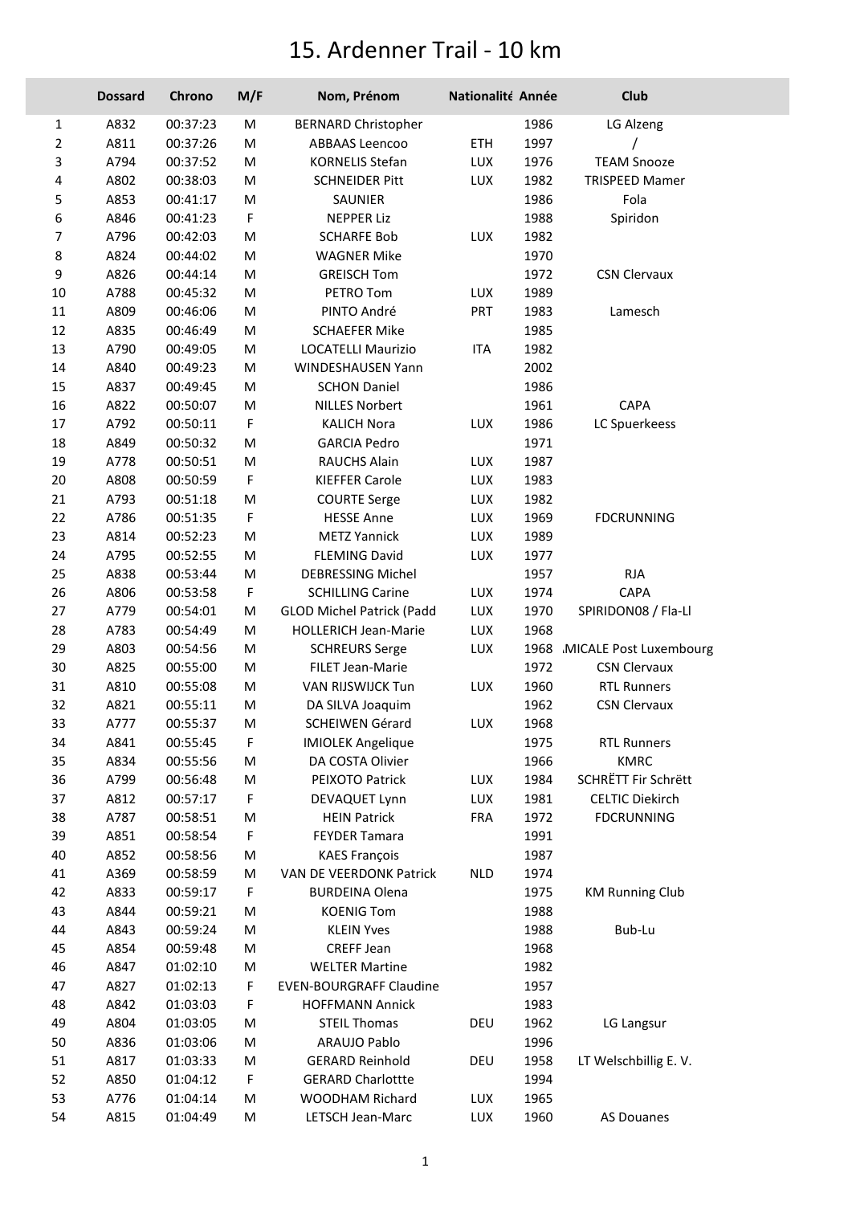# 15. Ardenner Trail - 10 km

| | Dossard | Chrono | M/F | Nom, Prénom | Nationalité | Année | Club |
|---|---|---|---|---|---|---|---|
| 1 | A832 | 00:37:23 | M | BERNARD Christopher | | 1986 | LG Alzeng |
| 2 | A811 | 00:37:26 | M | ABBAAS Leencoo | ETH | 1997 | / |
| 3 | A794 | 00:37:52 | M | KORNELIS Stefan | LUX | 1976 | TEAM Snooze |
| 4 | A802 | 00:38:03 | M | SCHNEIDER Pitt | LUX | 1982 | TRISPEED Mamer |
| 5 | A853 | 00:41:17 | M | SAUNIER | | 1986 | Fola |
| 6 | A846 | 00:41:23 | F | NEPPER Liz | | 1988 | Spiridon |
| 7 | A796 | 00:42:03 | M | SCHARFE Bob | LUX | 1982 | |
| 8 | A824 | 00:44:02 | M | WAGNER Mike | | 1970 | |
| 9 | A826 | 00:44:14 | M | GREISCH Tom | | 1972 | CSN Clervaux |
| 10 | A788 | 00:45:32 | M | PETRO Tom | LUX | 1989 | |
| 11 | A809 | 00:46:06 | M | PINTO André | PRT | 1983 | Lamesch |
| 12 | A835 | 00:46:49 | M | SCHAEFER Mike | | 1985 | |
| 13 | A790 | 00:49:05 | M | LOCATELLI Maurizio | ITA | 1982 | |
| 14 | A840 | 00:49:23 | M | WINDESHAUSEN Yann | | 2002 | |
| 15 | A837 | 00:49:45 | M | SCHON Daniel | | 1986 | |
| 16 | A822 | 00:50:07 | M | NILLES Norbert | | 1961 | CAPA |
| 17 | A792 | 00:50:11 | F | KALICH Nora | LUX | 1986 | LC Spuerkeess |
| 18 | A849 | 00:50:32 | M | GARCIA Pedro | | 1971 | |
| 19 | A778 | 00:50:51 | M | RAUCHS Alain | LUX | 1987 | |
| 20 | A808 | 00:50:59 | F | KIEFFER Carole | LUX | 1983 | |
| 21 | A793 | 00:51:18 | M | COURTE Serge | LUX | 1982 | |
| 22 | A786 | 00:51:35 | F | HESSE Anne | LUX | 1969 | FDCRUNNING |
| 23 | A814 | 00:52:23 | M | METZ Yannick | LUX | 1989 | |
| 24 | A795 | 00:52:55 | M | FLEMING David | LUX | 1977 | |
| 25 | A838 | 00:53:44 | M | DEBRESSING Michel | | 1957 | RJA |
| 26 | A806 | 00:53:58 | F | SCHILLING Carine | LUX | 1974 | CAPA |
| 27 | A779 | 00:54:01 | M | GLOD Michel Patrick (Padd | LUX | 1970 | SPIRIDON08 / Fla-Ll |
| 28 | A783 | 00:54:49 | M | HOLLERICH Jean-Marie | LUX | 1968 | |
| 29 | A803 | 00:54:56 | M | SCHREURS Serge | LUX | 1968 | .MICALE Post Luxembourg |
| 30 | A825 | 00:55:00 | M | FILET Jean-Marie | | 1972 | CSN Clervaux |
| 31 | A810 | 00:55:08 | M | VAN RIJSWIJCK Tun | LUX | 1960 | RTL Runners |
| 32 | A821 | 00:55:11 | M | DA SILVA Joaquim | | 1962 | CSN Clervaux |
| 33 | A777 | 00:55:37 | M | SCHEIWEN Gérard | LUX | 1968 | |
| 34 | A841 | 00:55:45 | F | IMIOLEK Angelique | | 1975 | RTL Runners |
| 35 | A834 | 00:55:56 | M | DA COSTA Olivier | | 1966 | KMRC |
| 36 | A799 | 00:56:48 | M | PEIXOTO Patrick | LUX | 1984 | SCHRËTT Fir Schrëtt |
| 37 | A812 | 00:57:17 | F | DEVAQUET Lynn | LUX | 1981 | CELTIC Diekirch |
| 38 | A787 | 00:58:51 | M | HEIN Patrick | FRA | 1972 | FDCRUNNING |
| 39 | A851 | 00:58:54 | F | FEYDER Tamara | | 1991 | |
| 40 | A852 | 00:58:56 | M | KAES François | | 1987 | |
| 41 | A369 | 00:58:59 | M | VAN DE VEERDONK Patrick | NLD | 1974 | |
| 42 | A833 | 00:59:17 | F | BURDEINA Olena | | 1975 | KM Running Club |
| 43 | A844 | 00:59:21 | M | KOENIG Tom | | 1988 | |
| 44 | A843 | 00:59:24 | M | KLEIN Yves | | 1988 | Bub-Lu |
| 45 | A854 | 00:59:48 | M | CREFF Jean | | 1968 | |
| 46 | A847 | 01:02:10 | M | WELTER Martine | | 1982 | |
| 47 | A827 | 01:02:13 | F | EVEN-BOURGRAFF Claudine | | 1957 | |
| 48 | A842 | 01:03:03 | F | HOFFMANN Annick | | 1983 | |
| 49 | A804 | 01:03:05 | M | STEIL Thomas | DEU | 1962 | LG Langsur |
| 50 | A836 | 01:03:06 | M | ARAUJO Pablo | | 1996 | |
| 51 | A817 | 01:03:33 | M | GERARD Reinhold | DEU | 1958 | LT Welschbillig E. V. |
| 52 | A850 | 01:04:12 | F | GERARD Charlottte | | 1994 | |
| 53 | A776 | 01:04:14 | M | WOODHAM Richard | LUX | 1965 | |
| 54 | A815 | 01:04:49 | M | LETSCH Jean-Marc | LUX | 1960 | AS Douanes |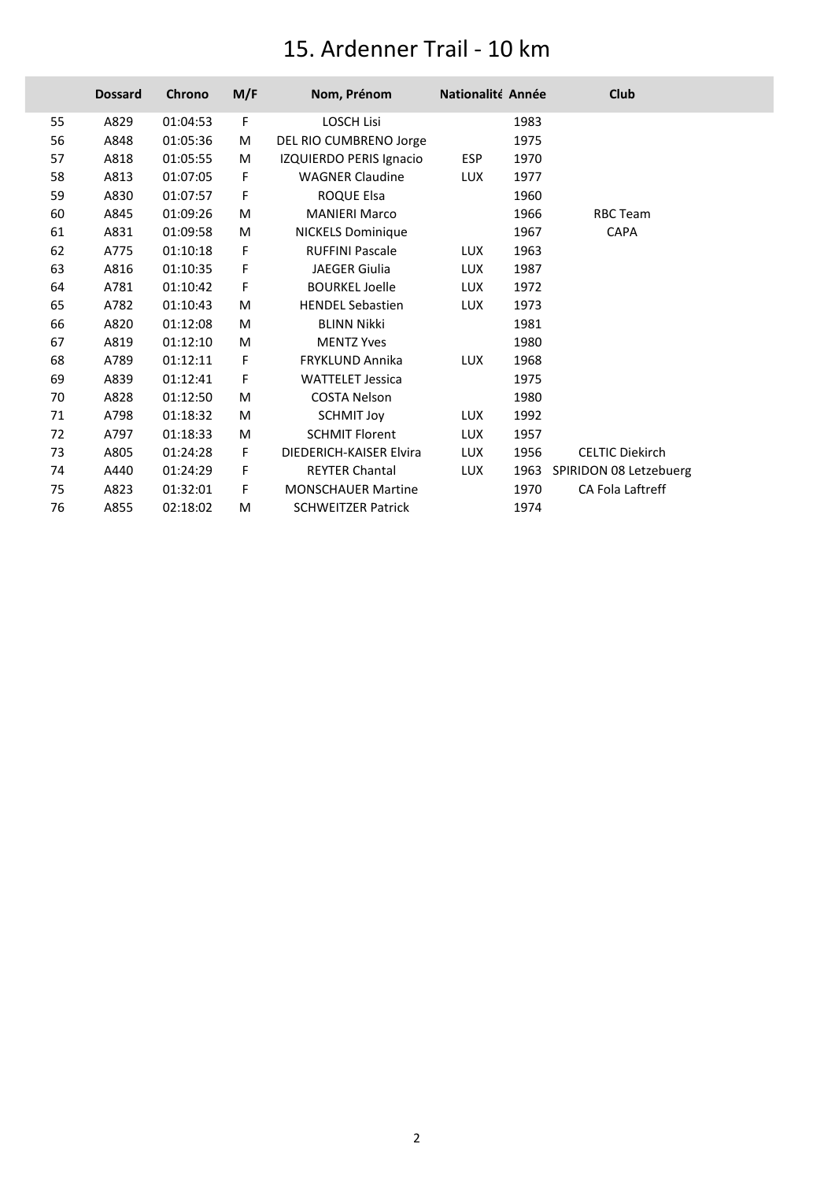# 15. Ardenner Trail - 10 km

| | Dossard | Chrono | M/F | Nom, Prénom | Nationalité | Année | Club |
|---|---|---|---|---|---|---|---|
| 55 | A829 | 01:04:53 | F | LOSCH Lisi | | 1983 | |
| 56 | A848 | 01:05:36 | M | DEL RIO CUMBRENO Jorge | | 1975 | |
| 57 | A818 | 01:05:55 | M | IZQUIERDO PERIS Ignacio | ESP | 1970 | |
| 58 | A813 | 01:07:05 | F | WAGNER Claudine | LUX | 1977 | |
| 59 | A830 | 01:07:57 | F | ROQUE Elsa | | 1960 | |
| 60 | A845 | 01:09:26 | M | MANIERI Marco | | 1966 | RBC Team |
| 61 | A831 | 01:09:58 | M | NICKELS Dominique | | 1967 | CAPA |
| 62 | A775 | 01:10:18 | F | RUFFINI Pascale | LUX | 1963 | |
| 63 | A816 | 01:10:35 | F | JAEGER Giulia | LUX | 1987 | |
| 64 | A781 | 01:10:42 | F | BOURKEL Joelle | LUX | 1972 | |
| 65 | A782 | 01:10:43 | M | HENDEL Sebastien | LUX | 1973 | |
| 66 | A820 | 01:12:08 | M | BLINN Nikki | | 1981 | |
| 67 | A819 | 01:12:10 | M | MENTZ Yves | | 1980 | |
| 68 | A789 | 01:12:11 | F | FRYKLUND Annika | LUX | 1968 | |
| 69 | A839 | 01:12:41 | F | WATTELET Jessica | | 1975 | |
| 70 | A828 | 01:12:50 | M | COSTA Nelson | | 1980 | |
| 71 | A798 | 01:18:32 | M | SCHMIT Joy | LUX | 1992 | |
| 72 | A797 | 01:18:33 | M | SCHMIT Florent | LUX | 1957 | |
| 73 | A805 | 01:24:28 | F | DIEDERICH-KAISER Elvira | LUX | 1956 | CELTIC Diekirch |
| 74 | A440 | 01:24:29 | F | REYTER Chantal | LUX | 1963 | SPIRIDON 08 Letzebuerg |
| 75 | A823 | 01:32:01 | F | MONSCHAUER Martine | | 1970 | CA Fola Laftreff |
| 76 | A855 | 02:18:02 | M | SCHWEITZER Patrick | | 1974 | |